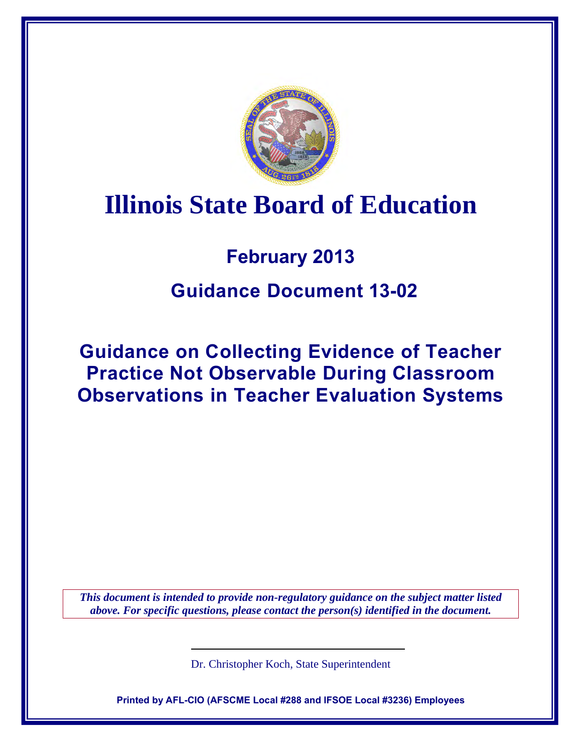# Illinois State Board of Education

## February 2013

## Guidance Document 13-02

## Guidance on Collecting Evidence of Teacher Practice Not Observable During Classroom Observations in Teacher Evaluation Systems

***This document is intended to provide non-regulatory guidance on the subject matter listed above. For specific questions, please contact the person(s) identified in the document.***

Dr. Christopher Koch, State Superintendent

**Printed by AFL-CIO (AFSCME Local #288 and IFSOE Local #3236) Employees**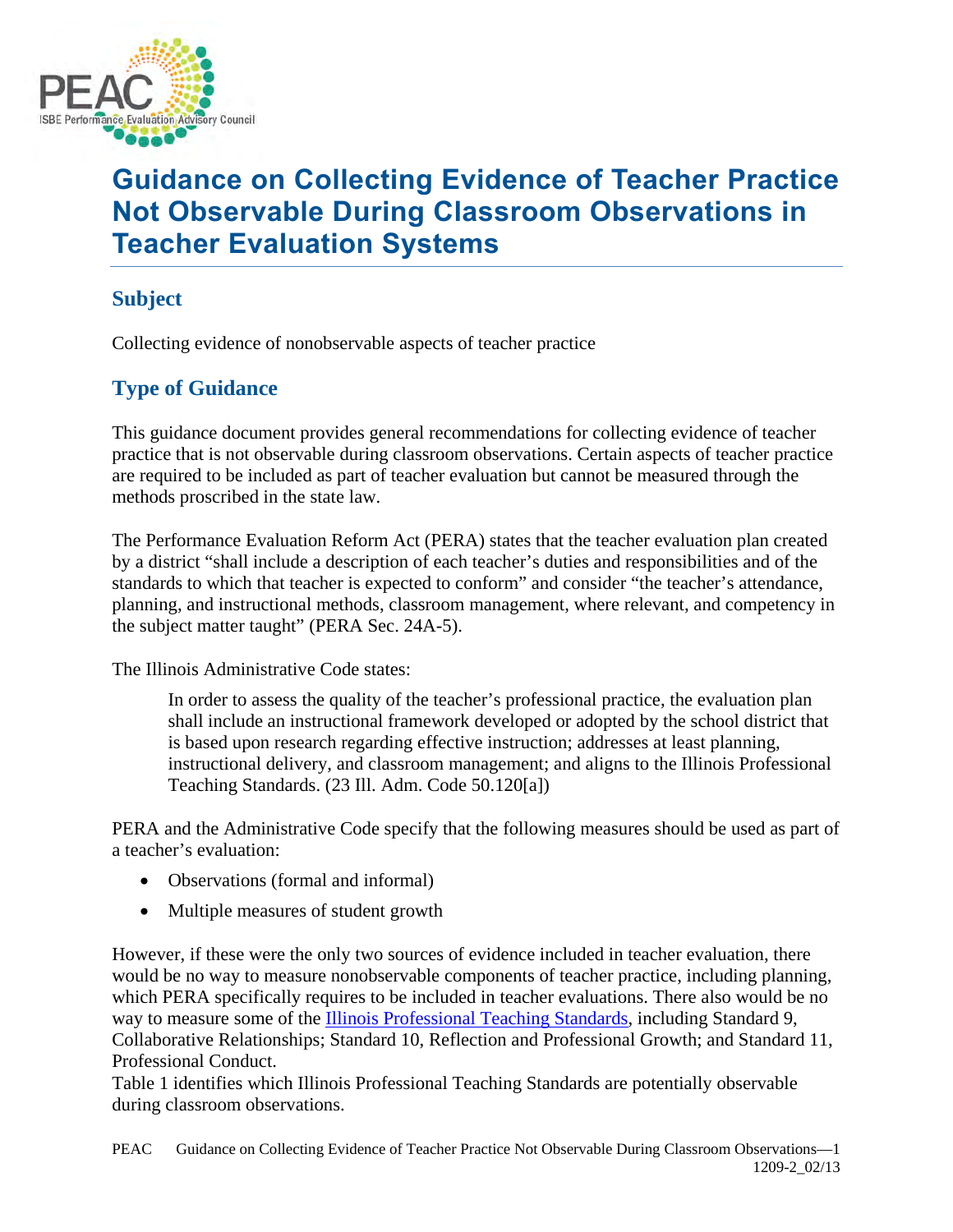# Guidance on Collecting Evidence of Teacher Practice Not Observable During Classroom Observations in Teacher Evaluation Systems

## Subject

Collecting evidence of nonobservable aspects of teacher practice

## Type of Guidance

This guidance document provides general recommendations for collecting evidence of teacher practice that is not observable during classroom observations. Certain aspects of teacher practice are required to be included as part of teacher evaluation but cannot be measured through the methods proscribed in the state law.

The Performance Evaluation Reform Act (PERA) states that the teacher evaluation plan created by a district "shall include a description of each teacher's duties and responsibilities and of the standards to which that teacher is expected to conform" and consider "the teacher's attendance, planning, and instructional methods, classroom management, where relevant, and competency in the subject matter taught" (PERA Sec. 24A-5).

The Illinois Administrative Code states:

> In order to assess the quality of the teacher's professional practice, the evaluation plan shall include an instructional framework developed or adopted by the school district that is based upon research regarding effective instruction; addresses at least planning, instructional delivery, and classroom management; and aligns to the Illinois Professional Teaching Standards. (23 Ill. Adm. Code 50.120[a])

PERA and the Administrative Code specify that the following measures should be used as part of a teacher's evaluation:

- Observations (formal and informal)
- Multiple measures of student growth

However, if these were the only two sources of evidence included in teacher evaluation, there would be no way to measure nonobservable components of teacher practice, including planning, which PERA specifically requires to be included in teacher evaluations. There also would be no way to measure some of the Illinois Professional Teaching Standards, including Standard 9, Collaborative Relationships; Standard 10, Reflection and Professional Growth; and Standard 11, Professional Conduct.

Table 1 identifies which Illinois Professional Teaching Standards are potentially observable during classroom observations.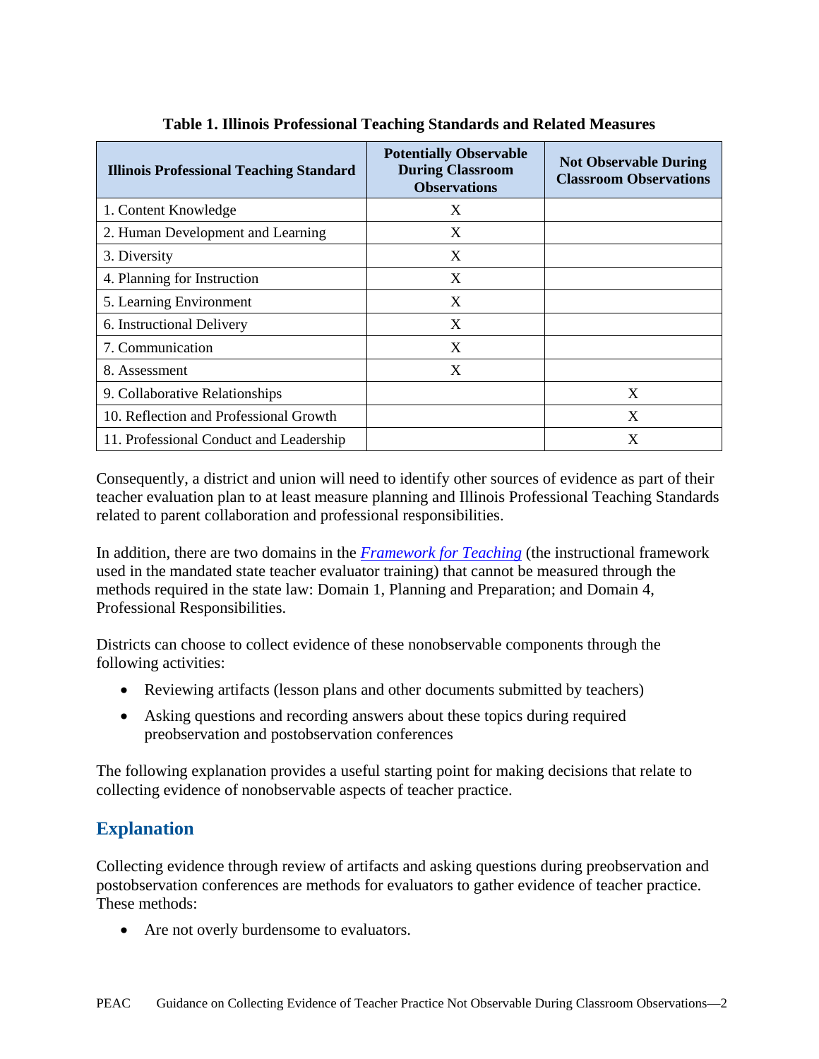**Table 1. Illinois Professional Teaching Standards and Related Measures**

| Illinois Professional Teaching Standard | Potentially Observable During Classroom Observations | Not Observable During Classroom Observations |
|---|---|---|
| 1. Content Knowledge | X | |
| 2. Human Development and Learning | X | |
| 3. Diversity | X | |
| 4. Planning for Instruction | X | |
| 5. Learning Environment | X | |
| 6. Instructional Delivery | X | |
| 7. Communication | X | |
| 8. Assessment | X | |
| 9. Collaborative Relationships | | X |
| 10. Reflection and Professional Growth | | X |
| 11. Professional Conduct and Leadership | | X |

Consequently, a district and union will need to identify other sources of evidence as part of their teacher evaluation plan to at least measure planning and Illinois Professional Teaching Standards related to parent collaboration and professional responsibilities.

In addition, there are two domains in the *Framework for Teaching* (the instructional framework used in the mandated state teacher evaluator training) that cannot be measured through the methods required in the state law: Domain 1, Planning and Preparation; and Domain 4, Professional Responsibilities.

Districts can choose to collect evidence of these nonobservable components through the following activities:

- Reviewing artifacts (lesson plans and other documents submitted by teachers)
- Asking questions and recording answers about these topics during required preobservation and postobservation conferences

The following explanation provides a useful starting point for making decisions that relate to collecting evidence of nonobservable aspects of teacher practice.

## Explanation

Collecting evidence through review of artifacts and asking questions during preobservation and postobservation conferences are methods for evaluators to gather evidence of teacher practice. These methods:

- Are not overly burdensome to evaluators.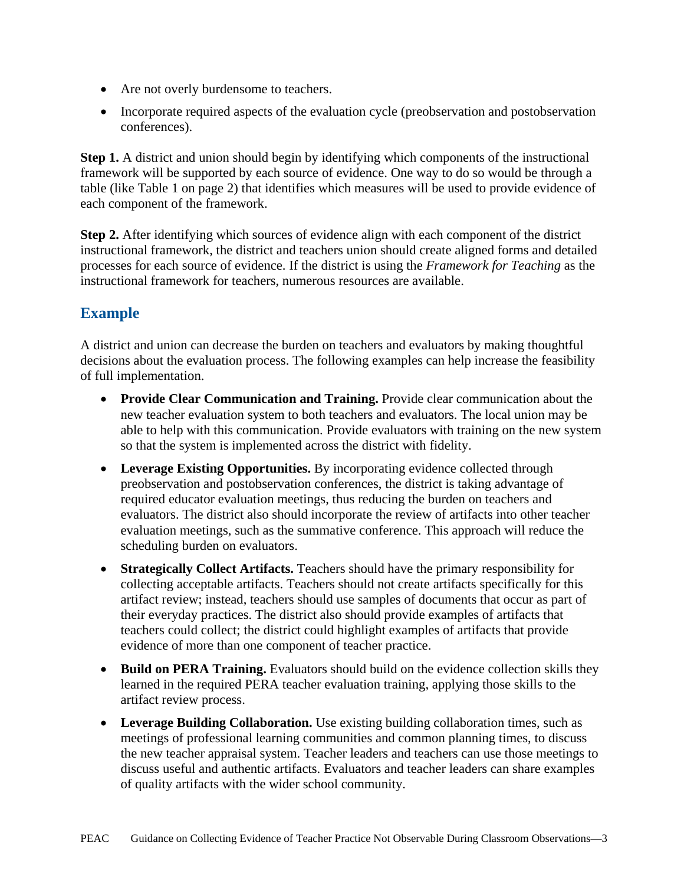- Are not overly burdensome to teachers.
- Incorporate required aspects of the evaluation cycle (preobservation and postobservation conferences).

**Step 1.** A district and union should begin by identifying which components of the instructional framework will be supported by each source of evidence. One way to do so would be through a table (like Table 1 on page 2) that identifies which measures will be used to provide evidence of each component of the framework.

**Step 2.** After identifying which sources of evidence align with each component of the district instructional framework, the district and teachers union should create aligned forms and detailed processes for each source of evidence. If the district is using the *Framework for Teaching* as the instructional framework for teachers, numerous resources are available.

## Example

A district and union can decrease the burden on teachers and evaluators by making thoughtful decisions about the evaluation process. The following examples can help increase the feasibility of full implementation.

- **Provide Clear Communication and Training.** Provide clear communication about the new teacher evaluation system to both teachers and evaluators. The local union may be able to help with this communication. Provide evaluators with training on the new system so that the system is implemented across the district with fidelity.
- **Leverage Existing Opportunities.** By incorporating evidence collected through preobservation and postobservation conferences, the district is taking advantage of required educator evaluation meetings, thus reducing the burden on teachers and evaluators. The district also should incorporate the review of artifacts into other teacher evaluation meetings, such as the summative conference. This approach will reduce the scheduling burden on evaluators.
- **Strategically Collect Artifacts.** Teachers should have the primary responsibility for collecting acceptable artifacts. Teachers should not create artifacts specifically for this artifact review; instead, teachers should use samples of documents that occur as part of their everyday practices. The district also should provide examples of artifacts that teachers could collect; the district could highlight examples of artifacts that provide evidence of more than one component of teacher practice.
- **Build on PERA Training.** Evaluators should build on the evidence collection skills they learned in the required PERA teacher evaluation training, applying those skills to the artifact review process.
- **Leverage Building Collaboration.** Use existing building collaboration times, such as meetings of professional learning communities and common planning times, to discuss the new teacher appraisal system. Teacher leaders and teachers can use those meetings to discuss useful and authentic artifacts. Evaluators and teacher leaders can share examples of quality artifacts with the wider school community.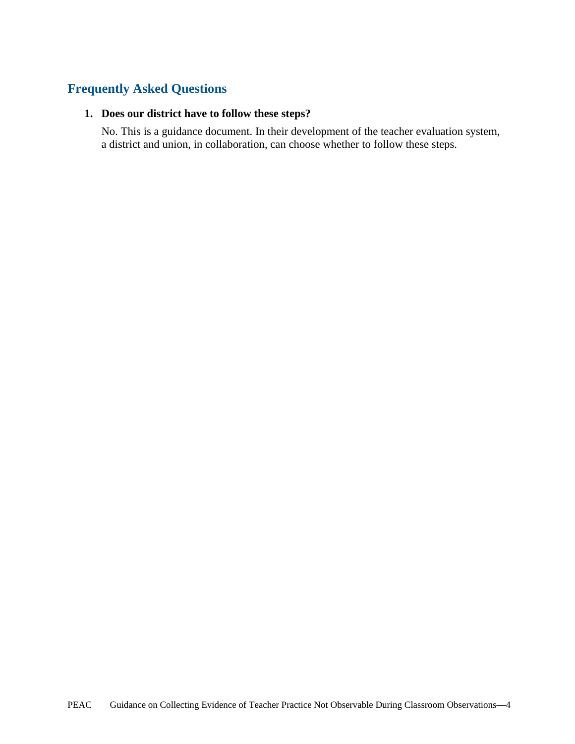## Frequently Asked Questions

1. **Does our district have to follow these steps?**

   No. This is a guidance document. In their development of the teacher evaluation system, a district and union, in collaboration, can choose whether to follow these steps.